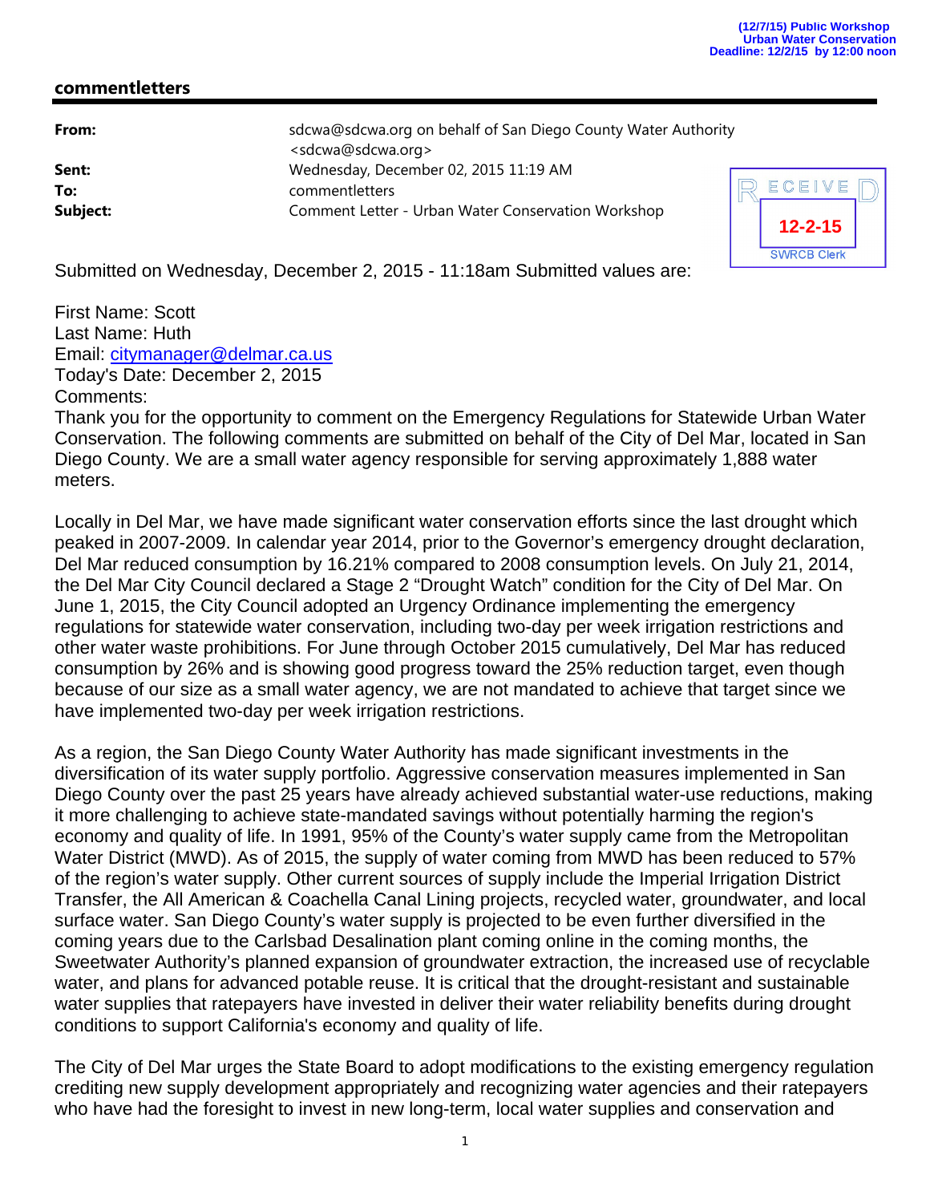(12/7/15) Public Workshop
Urban Water Conservation
Deadline: 12/2/15 by 12:00 noon

## commentletters

| | |
|---|---|
| **From:** | sdcwa@sdcwa.org on behalf of San Diego County Water Authority <sdcwa@sdcwa.org> |
| **Sent:** | Wednesday, December 02, 2015 11:19 AM |
| **To:** | commentletters |
| **Subject:** | Comment Letter - Urban Water Conservation Workshop |

RECEIVED
12-2-15
SWRCB Clerk

Submitted on Wednesday, December 2, 2015 - 11:18am Submitted values are:

First Name: Scott
Last Name: Huth
Email: citymanager@delmar.ca.us
Today's Date: December 2, 2015
Comments:
Thank you for the opportunity to comment on the Emergency Regulations for Statewide Urban Water Conservation. The following comments are submitted on behalf of the City of Del Mar, located in San Diego County. We are a small water agency responsible for serving approximately 1,888 water meters.

Locally in Del Mar, we have made significant water conservation efforts since the last drought which peaked in 2007-2009. In calendar year 2014, prior to the Governor's emergency drought declaration, Del Mar reduced consumption by 16.21% compared to 2008 consumption levels. On July 21, 2014, the Del Mar City Council declared a Stage 2 "Drought Watch" condition for the City of Del Mar. On June 1, 2015, the City Council adopted an Urgency Ordinance implementing the emergency regulations for statewide water conservation, including two-day per week irrigation restrictions and other water waste prohibitions. For June through October 2015 cumulatively, Del Mar has reduced consumption by 26% and is showing good progress toward the 25% reduction target, even though because of our size as a small water agency, we are not mandated to achieve that target since we have implemented two-day per week irrigation restrictions.

As a region, the San Diego County Water Authority has made significant investments in the diversification of its water supply portfolio. Aggressive conservation measures implemented in San Diego County over the past 25 years have already achieved substantial water-use reductions, making it more challenging to achieve state-mandated savings without potentially harming the region's economy and quality of life. In 1991, 95% of the County's water supply came from the Metropolitan Water District (MWD). As of 2015, the supply of water coming from MWD has been reduced to 57% of the region's water supply. Other current sources of supply include the Imperial Irrigation District Transfer, the All American & Coachella Canal Lining projects, recycled water, groundwater, and local surface water. San Diego County's water supply is projected to be even further diversified in the coming years due to the Carlsbad Desalination plant coming online in the coming months, the Sweetwater Authority's planned expansion of groundwater extraction, the increased use of recyclable water, and plans for advanced potable reuse. It is critical that the drought-resistant and sustainable water supplies that ratepayers have invested in deliver their water reliability benefits during drought conditions to support California's economy and quality of life.

The City of Del Mar urges the State Board to adopt modifications to the existing emergency regulation crediting new supply development appropriately and recognizing water agencies and their ratepayers who have had the foresight to invest in new long-term, local water supplies and conservation and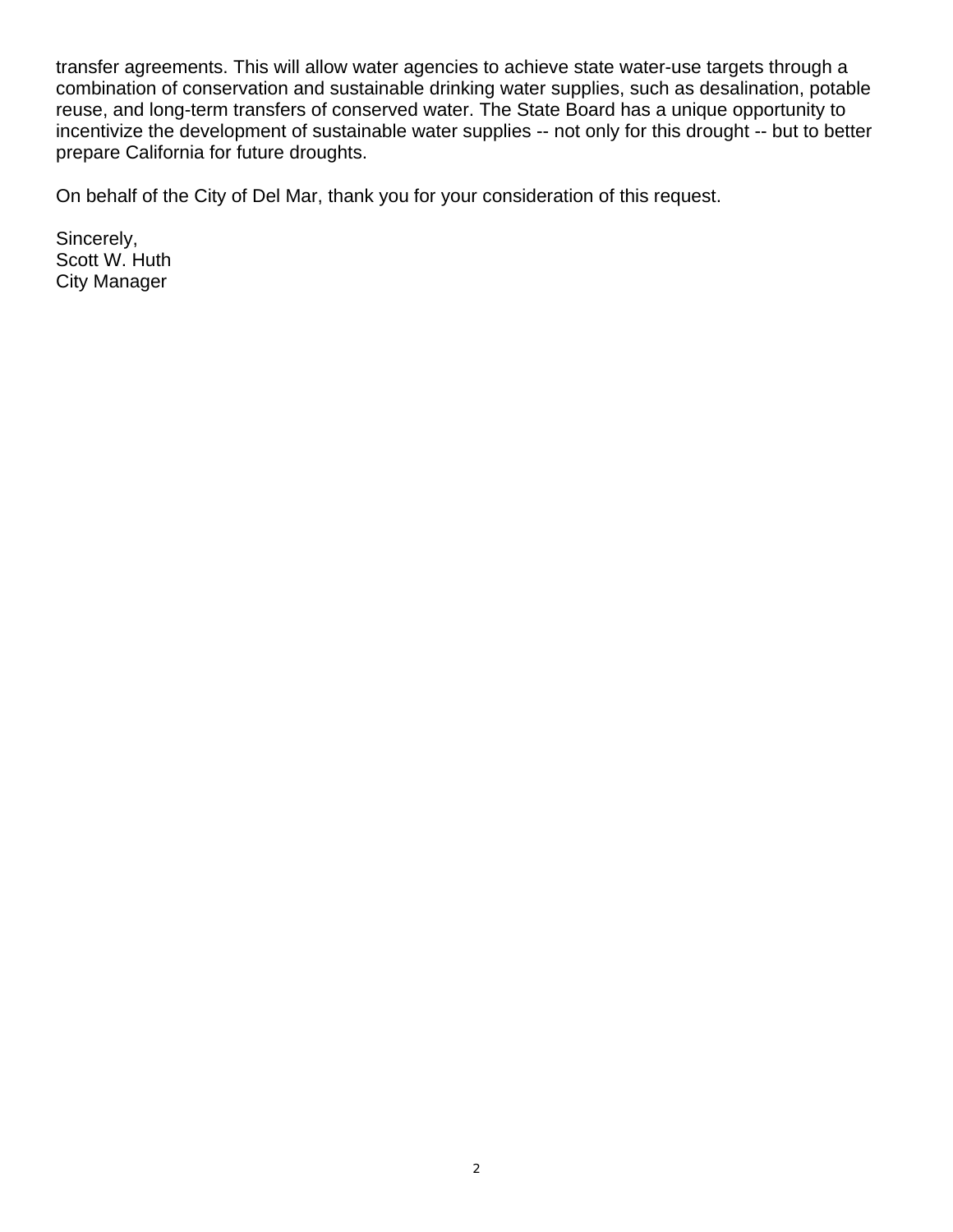transfer agreements. This will allow water agencies to achieve state water-use targets through a combination of conservation and sustainable drinking water supplies, such as desalination, potable reuse, and long-term transfers of conserved water. The State Board has a unique opportunity to incentivize the development of sustainable water supplies -- not only for this drought -- but to better prepare California for future droughts.

On behalf of the City of Del Mar, thank you for your consideration of this request.

Sincerely,
Scott W. Huth
City Manager